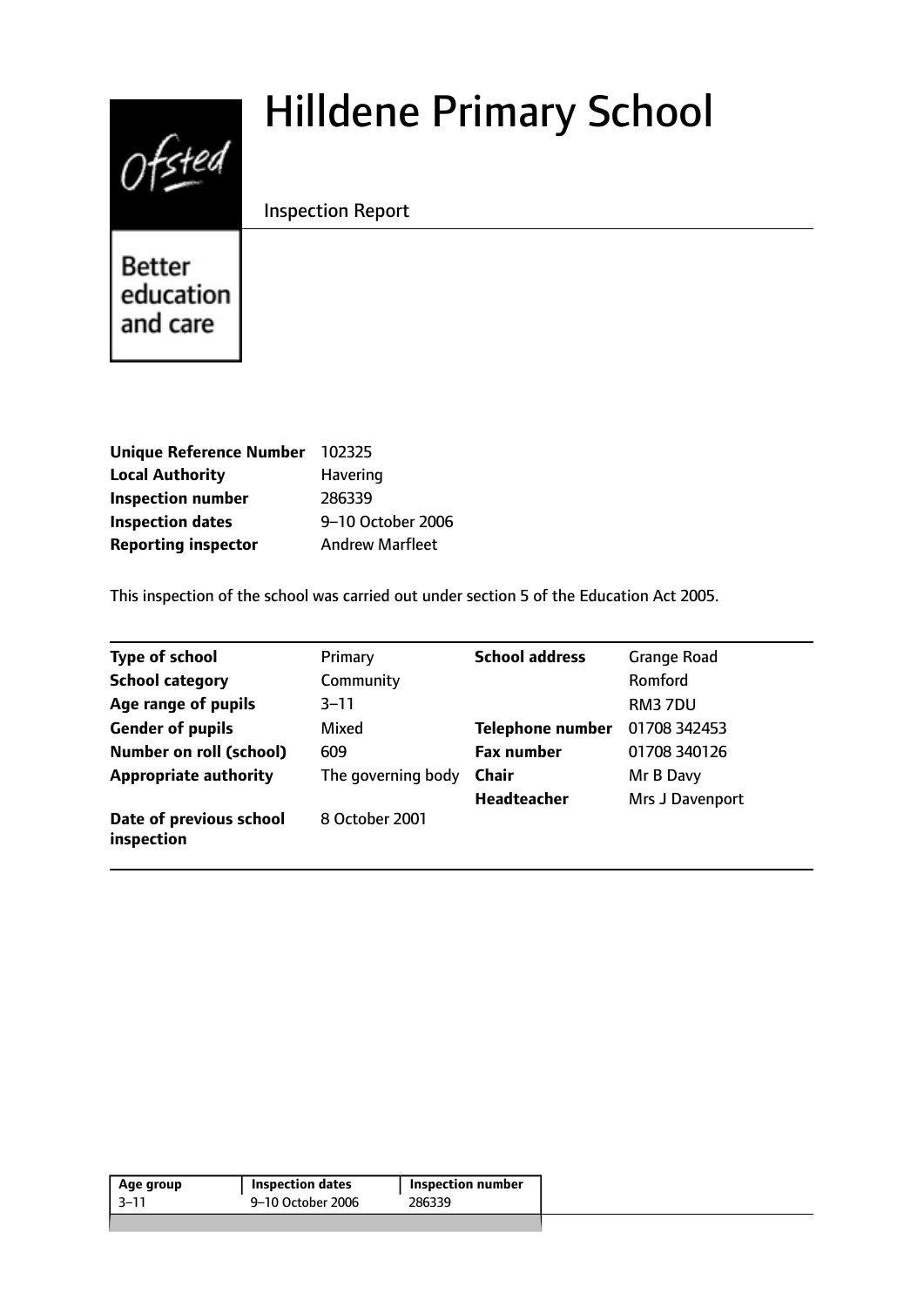# Hilldene Primary School

Inspection Report

Better education and care

| | |
|---|---|
| **Unique Reference Number** | 102325 |
| **Local Authority** | Havering |
| **Inspection number** | 286339 |
| **Inspection dates** | 9–10 October 2006 |
| **Reporting inspector** | Andrew Marfleet |

This inspection of the school was carried out under section 5 of the Education Act 2005.

| | | | |
|---|---|---|---|
| **Type of school** | Primary | **School address** | Grange Road |
| **School category** | Community | | Romford |
| **Age range of pupils** | 3–11 | | RM3 7DU |
| **Gender of pupils** | Mixed | **Telephone number** | 01708 342453 |
| **Number on roll (school)** | 609 | **Fax number** | 01708 340126 |
| **Appropriate authority** | The governing body | **Chair** | Mr B Davy |
| | | **Headteacher** | Mrs J Davenport |
| **Date of previous school inspection** | 8 October 2001 | | |

| Age group | Inspection dates | Inspection number |
|---|---|---|
| 3–11 | 9–10 October 2006 | 286339 |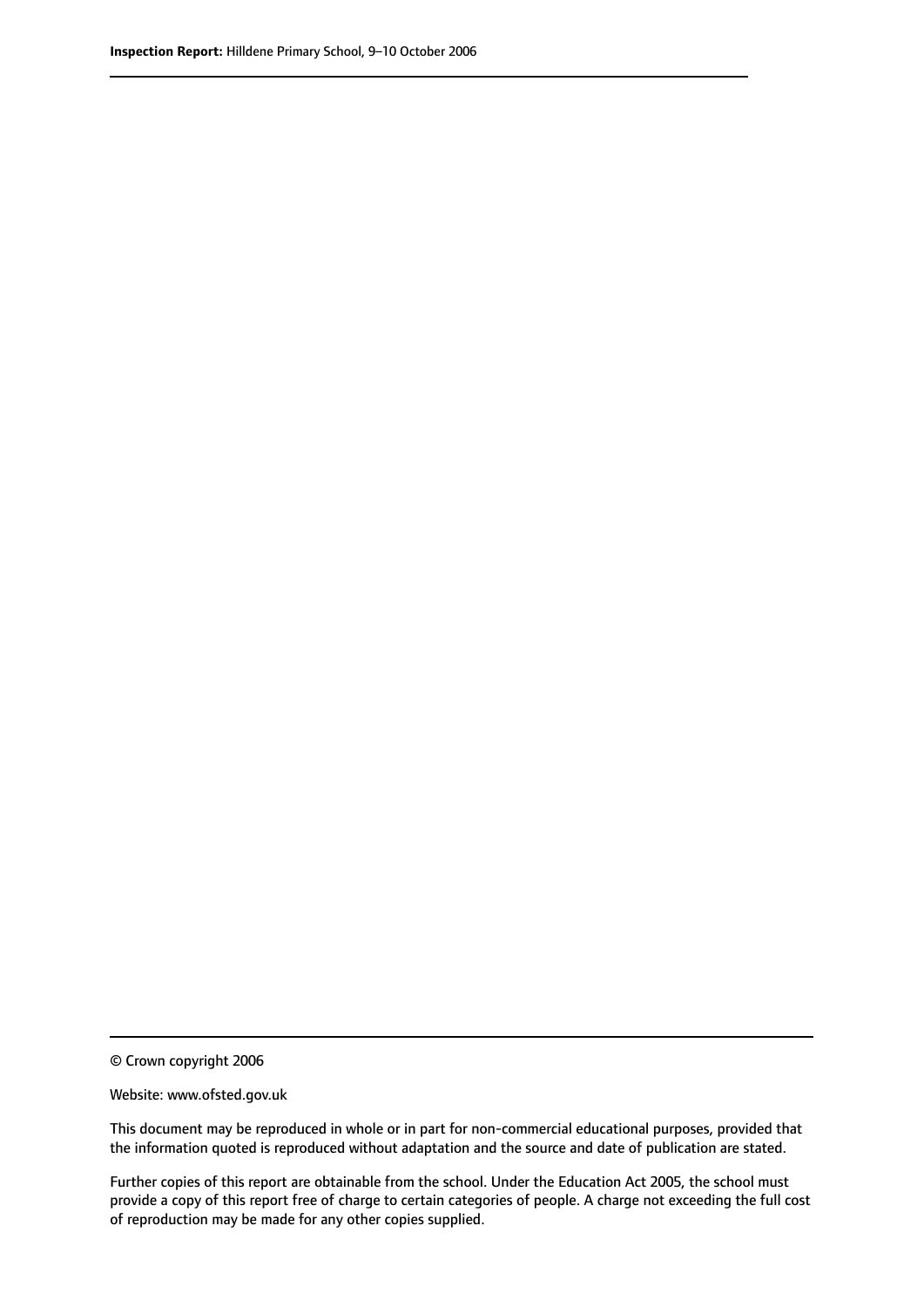© Crown copyright 2006

Website: www.ofsted.gov.uk

This document may be reproduced in whole or in part for non-commercial educational purposes, provided that the information quoted is reproduced without adaptation and the source and date of publication are stated.

Further copies of this report are obtainable from the school. Under the Education Act 2005, the school must provide a copy of this report free of charge to certain categories of people. A charge not exceeding the full cost of reproduction may be made for any other copies supplied.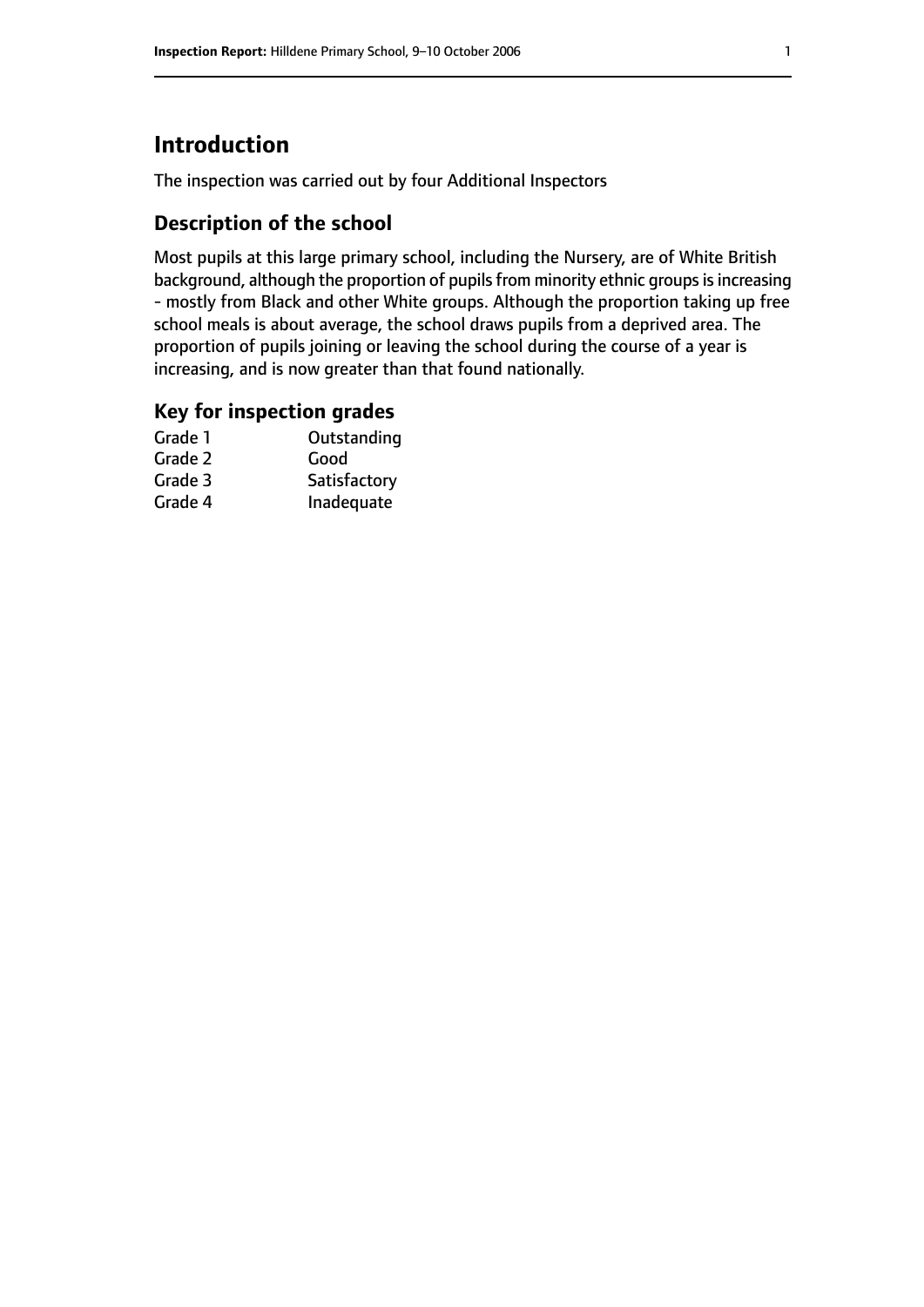# Introduction

The inspection was carried out by four Additional Inspectors

## Description of the school

Most pupils at this large primary school, including the Nursery, are of White British background, although the proportion of pupils from minority ethnic groups is increasing - mostly from Black and other White groups. Although the proportion taking up free school meals is about average, the school draws pupils from a deprived area. The proportion of pupils joining or leaving the school during the course of a year is increasing, and is now greater than that found nationally.

## Key for inspection grades

| | |
|---|---|
| Grade 1 | Outstanding |
| Grade 2 | Good |
| Grade 3 | Satisfactory |
| Grade 4 | Inadequate |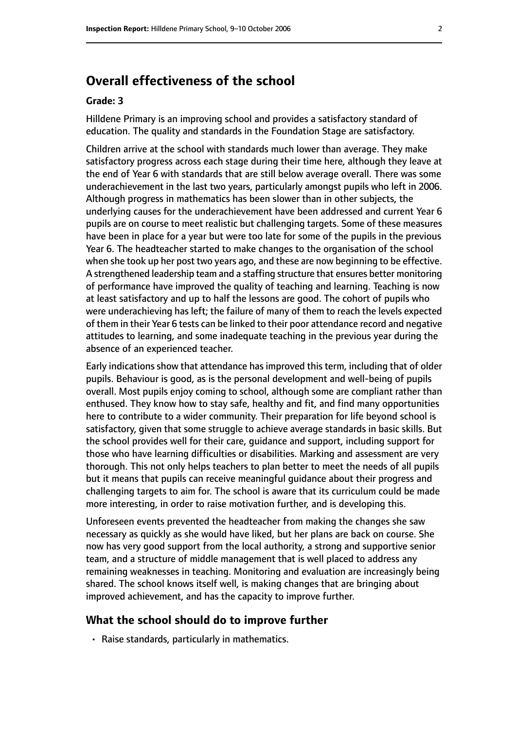## Overall effectiveness of the school

### Grade: 3

Hilldene Primary is an improving school and provides a satisfactory standard of education. The quality and standards in the Foundation Stage are satisfactory.

Children arrive at the school with standards much lower than average. They make satisfactory progress across each stage during their time here, although they leave at the end of Year 6 with standards that are still below average overall. There was some underachievement in the last two years, particularly amongst pupils who left in 2006. Although progress in mathematics has been slower than in other subjects, the underlying causes for the underachievement have been addressed and current Year 6 pupils are on course to meet realistic but challenging targets. Some of these measures have been in place for a year but were too late for some of the pupils in the previous Year 6. The headteacher started to make changes to the organisation of the school when she took up her post two years ago, and these are now beginning to be effective. A strengthened leadership team and a staffing structure that ensures better monitoring of performance have improved the quality of teaching and learning. Teaching is now at least satisfactory and up to half the lessons are good. The cohort of pupils who were underachieving has left; the failure of many of them to reach the levels expected of them in their Year 6 tests can be linked to their poor attendance record and negative attitudes to learning, and some inadequate teaching in the previous year during the absence of an experienced teacher.

Early indications show that attendance has improved this term, including that of older pupils. Behaviour is good, as is the personal development and well-being of pupils overall. Most pupils enjoy coming to school, although some are compliant rather than enthused. They know how to stay safe, healthy and fit, and find many opportunities here to contribute to a wider community. Their preparation for life beyond school is satisfactory, given that some struggle to achieve average standards in basic skills. But the school provides well for their care, guidance and support, including support for those who have learning difficulties or disabilities. Marking and assessment are very thorough. This not only helps teachers to plan better to meet the needs of all pupils but it means that pupils can receive meaningful guidance about their progress and challenging targets to aim for. The school is aware that its curriculum could be made more interesting, in order to raise motivation further, and is developing this.

Unforeseen events prevented the headteacher from making the changes she saw necessary as quickly as she would have liked, but her plans are back on course. She now has very good support from the local authority, a strong and supportive senior team, and a structure of middle management that is well placed to address any remaining weaknesses in teaching. Monitoring and evaluation are increasingly being shared. The school knows itself well, is making changes that are bringing about improved achievement, and has the capacity to improve further.

## What the school should do to improve further

- Raise standards, particularly in mathematics.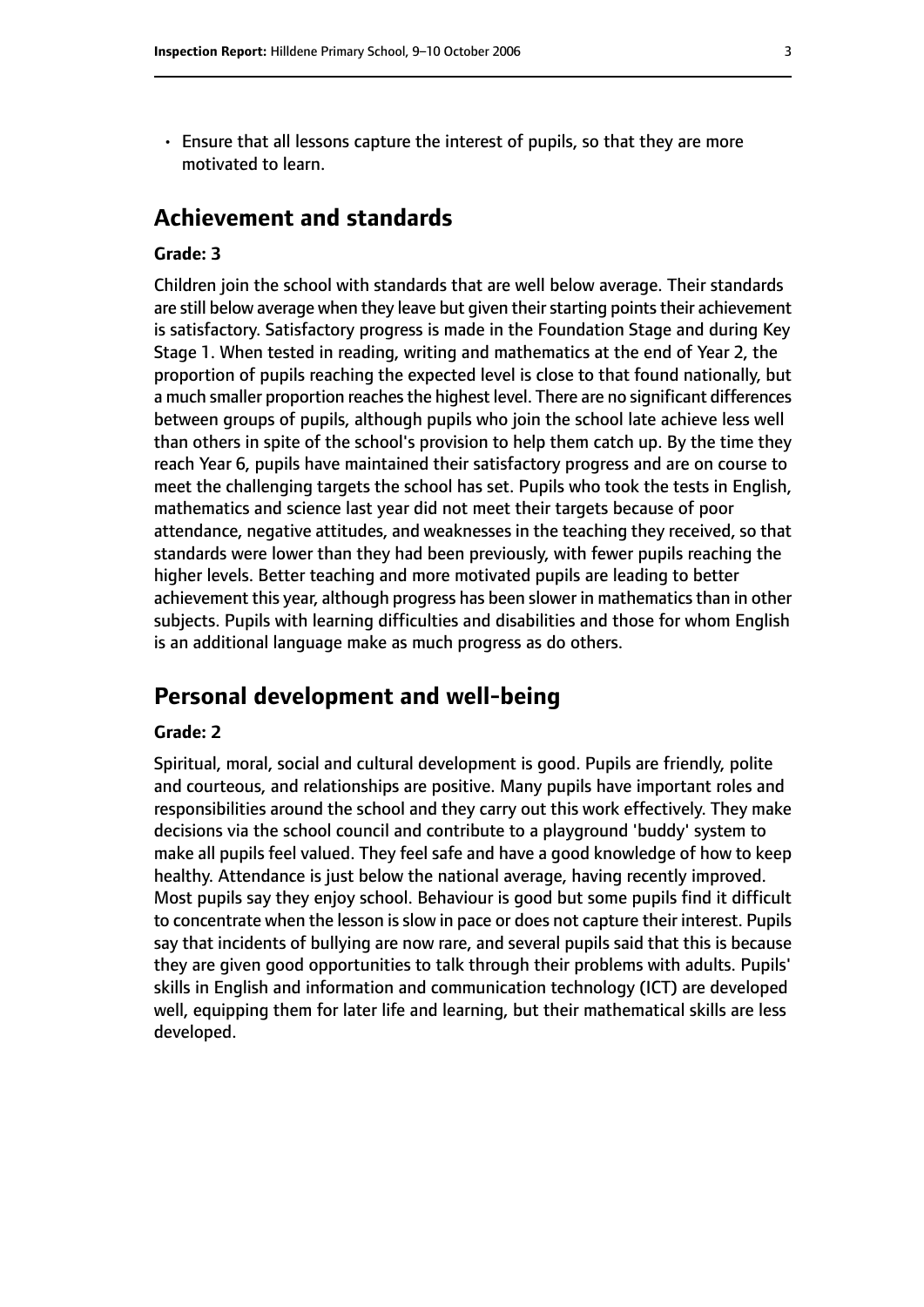- Ensure that all lessons capture the interest of pupils, so that they are more motivated to learn.

## Achievement and standards

**Grade: 3**

Children join the school with standards that are well below average. Their standards are still below average when they leave but given their starting points their achievement is satisfactory. Satisfactory progress is made in the Foundation Stage and during Key Stage 1. When tested in reading, writing and mathematics at the end of Year 2, the proportion of pupils reaching the expected level is close to that found nationally, but a much smaller proportion reaches the highest level. There are no significant differences between groups of pupils, although pupils who join the school late achieve less well than others in spite of the school's provision to help them catch up. By the time they reach Year 6, pupils have maintained their satisfactory progress and are on course to meet the challenging targets the school has set. Pupils who took the tests in English, mathematics and science last year did not meet their targets because of poor attendance, negative attitudes, and weaknesses in the teaching they received, so that standards were lower than they had been previously, with fewer pupils reaching the higher levels. Better teaching and more motivated pupils are leading to better achievement this year, although progress has been slower in mathematics than in other subjects. Pupils with learning difficulties and disabilities and those for whom English is an additional language make as much progress as do others.

## Personal development and well-being

**Grade: 2**

Spiritual, moral, social and cultural development is good. Pupils are friendly, polite and courteous, and relationships are positive. Many pupils have important roles and responsibilities around the school and they carry out this work effectively. They make decisions via the school council and contribute to a playground 'buddy' system to make all pupils feel valued. They feel safe and have a good knowledge of how to keep healthy. Attendance is just below the national average, having recently improved. Most pupils say they enjoy school. Behaviour is good but some pupils find it difficult to concentrate when the lesson is slow in pace or does not capture their interest. Pupils say that incidents of bullying are now rare, and several pupils said that this is because they are given good opportunities to talk through their problems with adults. Pupils' skills in English and information and communication technology (ICT) are developed well, equipping them for later life and learning, but their mathematical skills are less developed.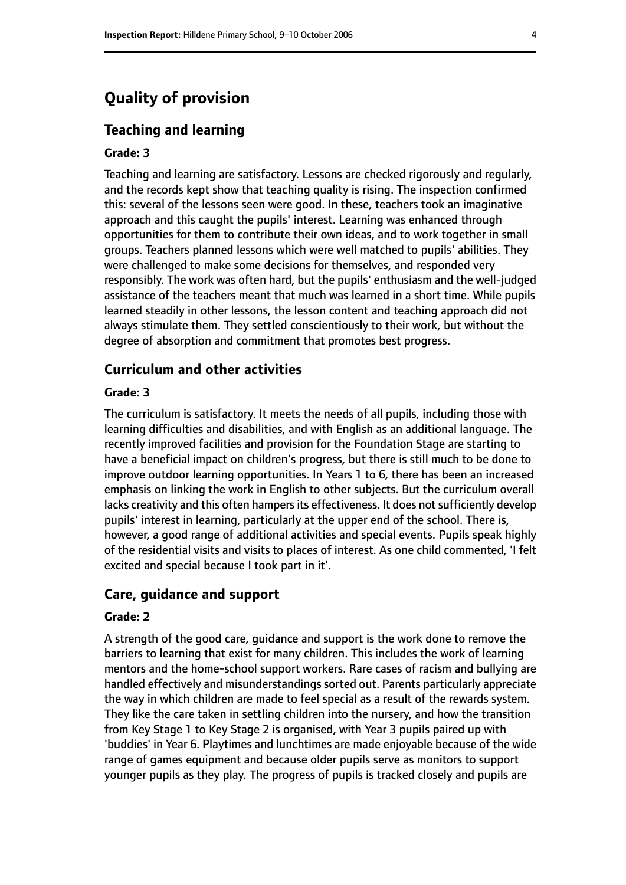# Quality of provision

## Teaching and learning

#### Grade: 3

Teaching and learning are satisfactory. Lessons are checked rigorously and regularly, and the records kept show that teaching quality is rising. The inspection confirmed this: several of the lessons seen were good. In these, teachers took an imaginative approach and this caught the pupils' interest. Learning was enhanced through opportunities for them to contribute their own ideas, and to work together in small groups. Teachers planned lessons which were well matched to pupils' abilities. They were challenged to make some decisions for themselves, and responded very responsibly. The work was often hard, but the pupils' enthusiasm and the well-judged assistance of the teachers meant that much was learned in a short time. While pupils learned steadily in other lessons, the lesson content and teaching approach did not always stimulate them. They settled conscientiously to their work, but without the degree of absorption and commitment that promotes best progress.

## Curriculum and other activities

#### Grade: 3

The curriculum is satisfactory. It meets the needs of all pupils, including those with learning difficulties and disabilities, and with English as an additional language. The recently improved facilities and provision for the Foundation Stage are starting to have a beneficial impact on children's progress, but there is still much to be done to improve outdoor learning opportunities. In Years 1 to 6, there has been an increased emphasis on linking the work in English to other subjects. But the curriculum overall lacks creativity and this often hampers its effectiveness. It does not sufficiently develop pupils' interest in learning, particularly at the upper end of the school. There is, however, a good range of additional activities and special events. Pupils speak highly of the residential visits and visits to places of interest. As one child commented, 'I felt excited and special because I took part in it'.

## Care, guidance and support

#### Grade: 2

A strength of the good care, guidance and support is the work done to remove the barriers to learning that exist for many children. This includes the work of learning mentors and the home-school support workers. Rare cases of racism and bullying are handled effectively and misunderstandings sorted out. Parents particularly appreciate the way in which children are made to feel special as a result of the rewards system. They like the care taken in settling children into the nursery, and how the transition from Key Stage 1 to Key Stage 2 is organised, with Year 3 pupils paired up with 'buddies' in Year 6. Playtimes and lunchtimes are made enjoyable because of the wide range of games equipment and because older pupils serve as monitors to support younger pupils as they play. The progress of pupils is tracked closely and pupils are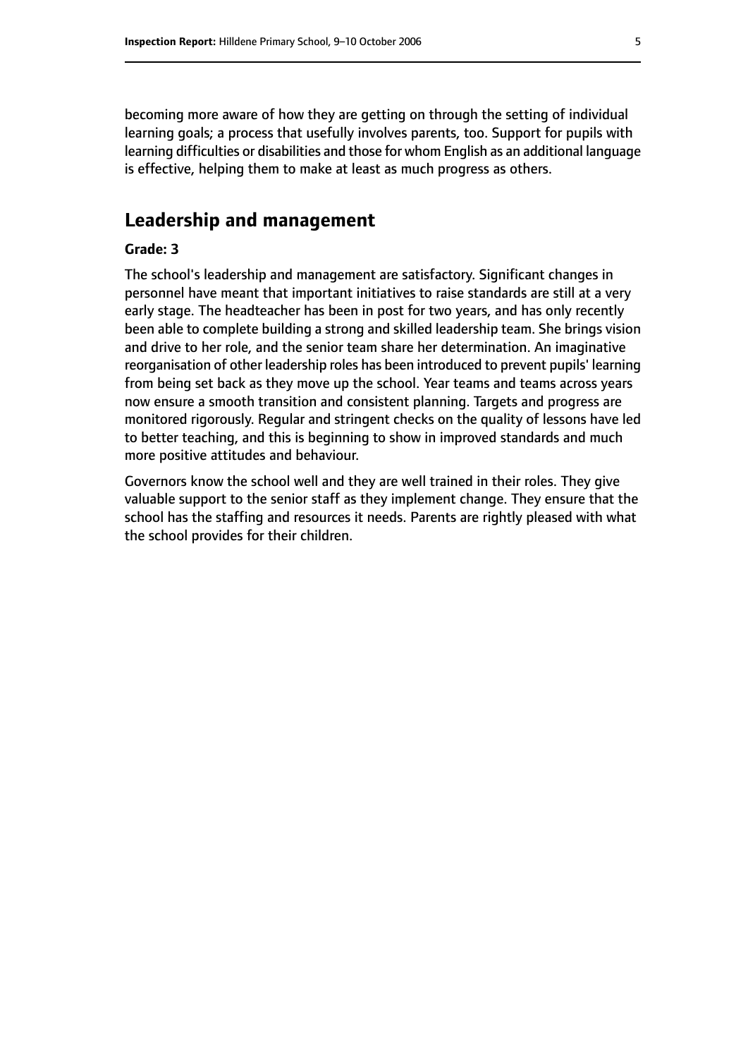becoming more aware of how they are getting on through the setting of individual learning goals; a process that usefully involves parents, too. Support for pupils with learning difficulties or disabilities and those for whom English as an additional language is effective, helping them to make at least as much progress as others.

## Leadership and management

**Grade: 3**

The school's leadership and management are satisfactory. Significant changes in personnel have meant that important initiatives to raise standards are still at a very early stage. The headteacher has been in post for two years, and has only recently been able to complete building a strong and skilled leadership team. She brings vision and drive to her role, and the senior team share her determination. An imaginative reorganisation of other leadership roles has been introduced to prevent pupils' learning from being set back as they move up the school. Year teams and teams across years now ensure a smooth transition and consistent planning. Targets and progress are monitored rigorously. Regular and stringent checks on the quality of lessons have led to better teaching, and this is beginning to show in improved standards and much more positive attitudes and behaviour.

Governors know the school well and they are well trained in their roles. They give valuable support to the senior staff as they implement change. They ensure that the school has the staffing and resources it needs. Parents are rightly pleased with what the school provides for their children.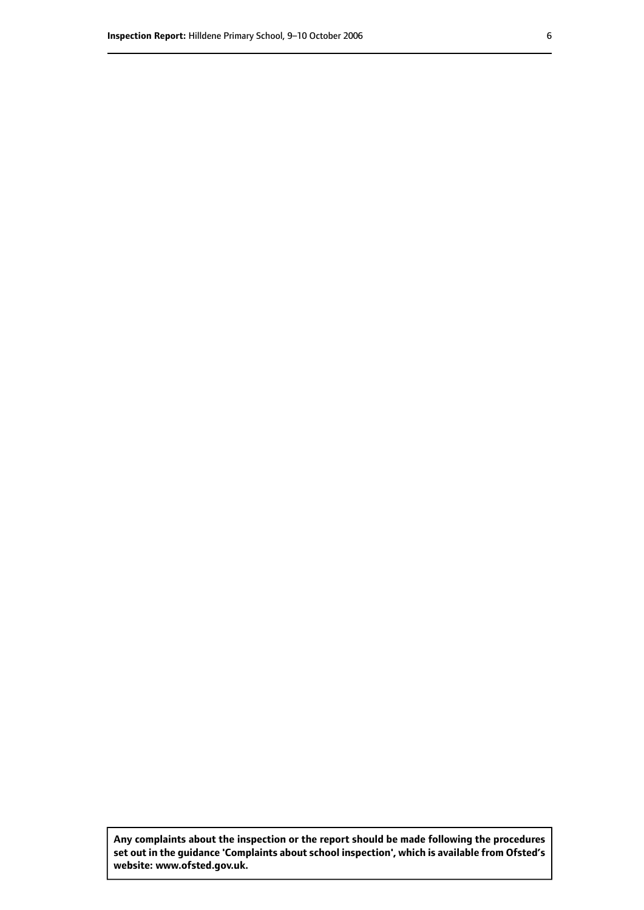**Any complaints about the inspection or the report should be made following the procedures set out in the guidance 'Complaints about school inspection', which is available from Ofsted's website: www.ofsted.gov.uk.**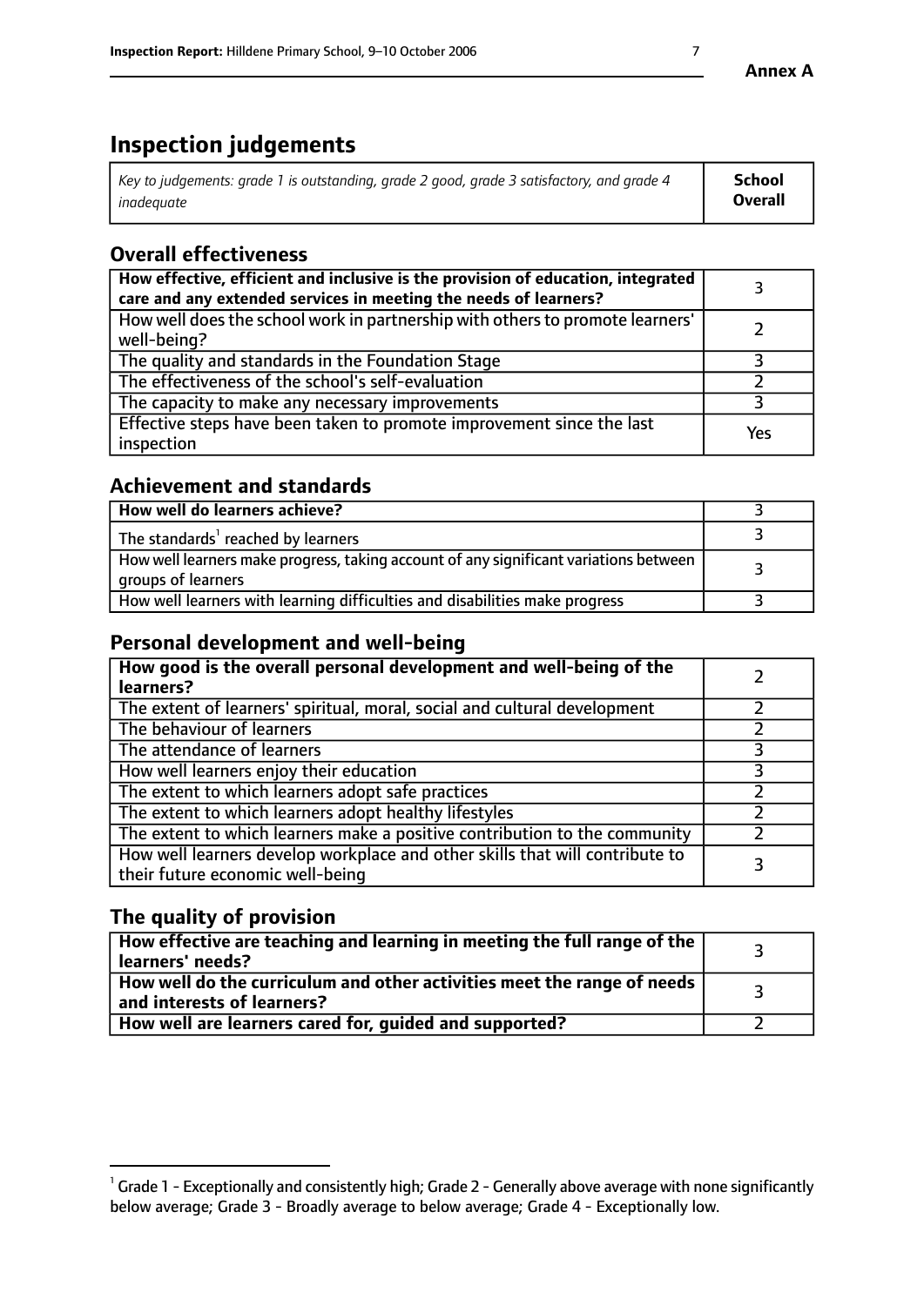**Annex A**

# Inspection judgements

| *Key to judgements: grade 1 is outstanding, grade 2 good, grade 3 satisfactory, and grade 4 inadequate* | **School Overall** |
|---|---|

## Overall effectiveness

| | |
|---|---|
| **How effective, efficient and inclusive is the provision of education, integrated care and any extended services in meeting the needs of learners?** | 3 |
| How well does the school work in partnership with others to promote learners' well-being? | 2 |
| The quality and standards in the Foundation Stage | 3 |
| The effectiveness of the school's self-evaluation | 2 |
| The capacity to make any necessary improvements | 3 |
| Effective steps have been taken to promote improvement since the last inspection | Yes |

## Achievement and standards

| | |
|---|---|
| **How well do learners achieve?** | 3 |
| The standards[1] reached by learners | 3 |
| How well learners make progress, taking account of any significant variations between groups of learners | 3 |
| How well learners with learning difficulties and disabilities make progress | 3 |

## Personal development and well-being

| | |
|---|---|
| **How good is the overall personal development and well-being of the learners?** | 2 |
| The extent of learners' spiritual, moral, social and cultural development | 2 |
| The behaviour of learners | 2 |
| The attendance of learners | 3 |
| How well learners enjoy their education | 3 |
| The extent to which learners adopt safe practices | 2 |
| The extent to which learners adopt healthy lifestyles | 2 |
| The extent to which learners make a positive contribution to the community | 2 |
| How well learners develop workplace and other skills that will contribute to their future economic well-being | 3 |

## The quality of provision

| | |
|---|---|
| **How effective are teaching and learning in meeting the full range of the learners' needs?** | 3 |
| **How well do the curriculum and other activities meet the range of needs and interests of learners?** | 3 |
| **How well are learners cared for, guided and supported?** | 2 |

[1] Grade 1 - Exceptionally and consistently high; Grade 2 - Generally above average with none significantly below average; Grade 3 - Broadly average to below average; Grade 4 - Exceptionally low.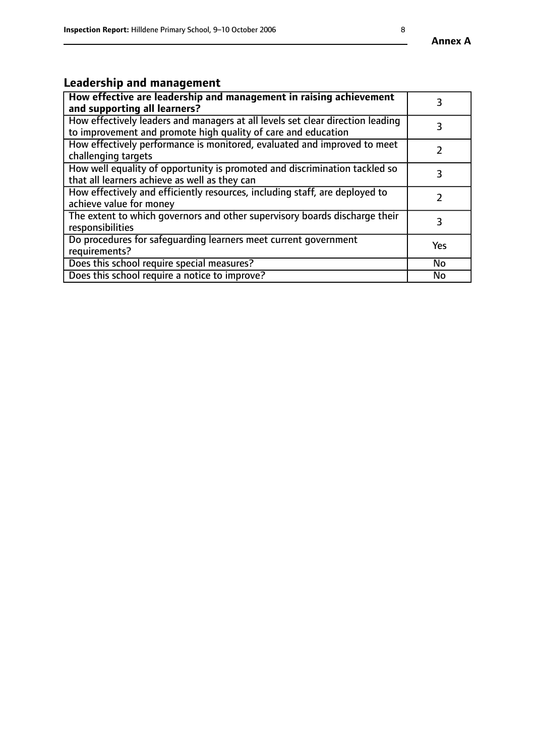Annex A

## Leadership and management

| **How effective are leadership and management in raising achievement and supporting all learners?** | 3 |
|---|---|
| How effectively leaders and managers at all levels set clear direction leading to improvement and promote high quality of care and education | 3 |
| How effectively performance is monitored, evaluated and improved to meet challenging targets | 2 |
| How well equality of opportunity is promoted and discrimination tackled so that all learners achieve as well as they can | 3 |
| How effectively and efficiently resources, including staff, are deployed to achieve value for money | 2 |
| The extent to which governors and other supervisory boards discharge their responsibilities | 3 |
| Do procedures for safeguarding learners meet current government requirements? | Yes |
| Does this school require special measures? | No |
| Does this school require a notice to improve? | No |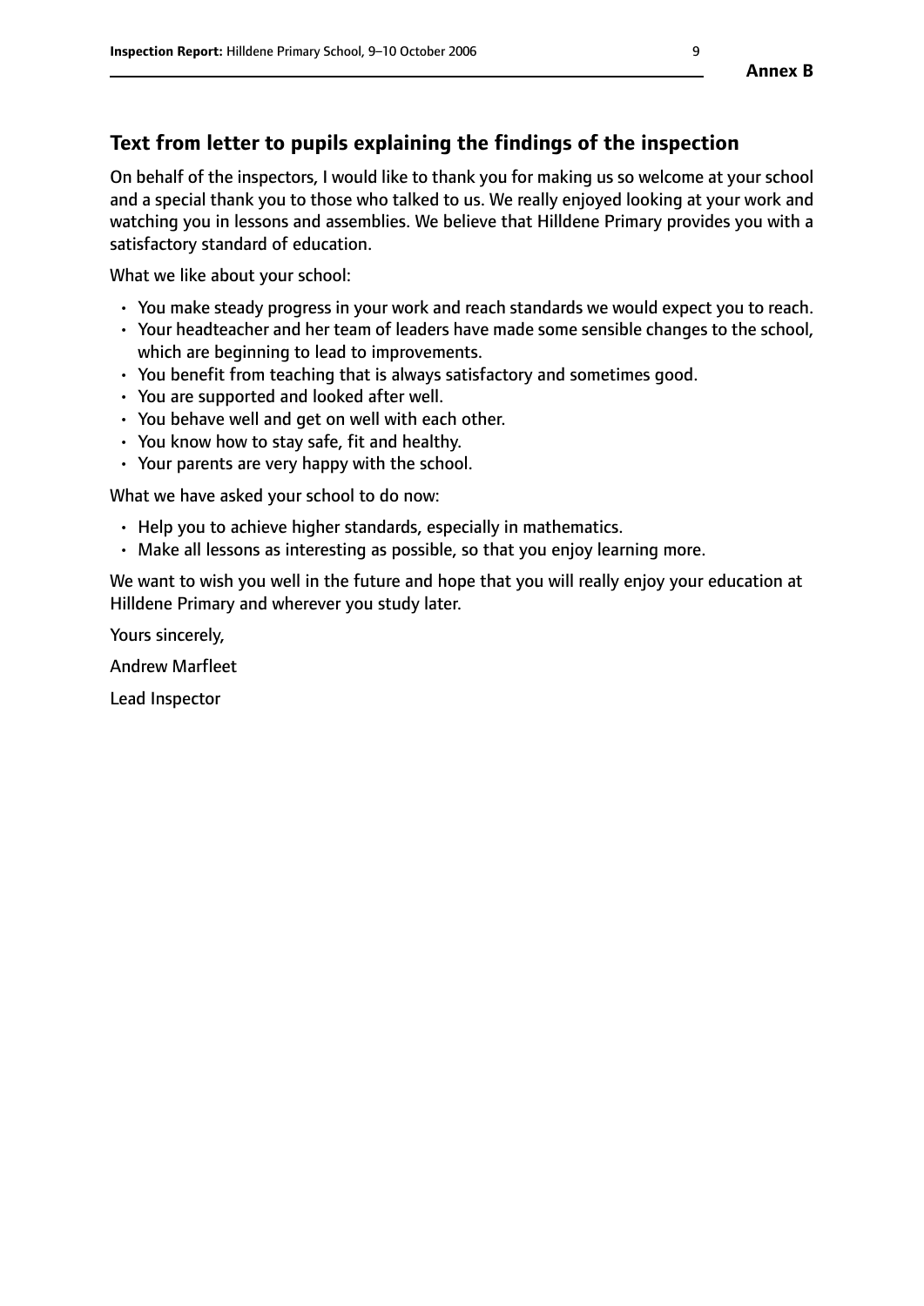## Text from letter to pupils explaining the findings of the inspection

On behalf of the inspectors, I would like to thank you for making us so welcome at your school and a special thank you to those who talked to us. We really enjoyed looking at your work and watching you in lessons and assemblies. We believe that Hilldene Primary provides you with a satisfactory standard of education.

What we like about your school:

- You make steady progress in your work and reach standards we would expect you to reach.
- Your headteacher and her team of leaders have made some sensible changes to the school, which are beginning to lead to improvements.
- You benefit from teaching that is always satisfactory and sometimes good.
- You are supported and looked after well.
- You behave well and get on well with each other.
- You know how to stay safe, fit and healthy.
- Your parents are very happy with the school.

What we have asked your school to do now:

- Help you to achieve higher standards, especially in mathematics.
- Make all lessons as interesting as possible, so that you enjoy learning more.

We want to wish you well in the future and hope that you will really enjoy your education at Hilldene Primary and wherever you study later.

Yours sincerely,

Andrew Marfleet

Lead Inspector